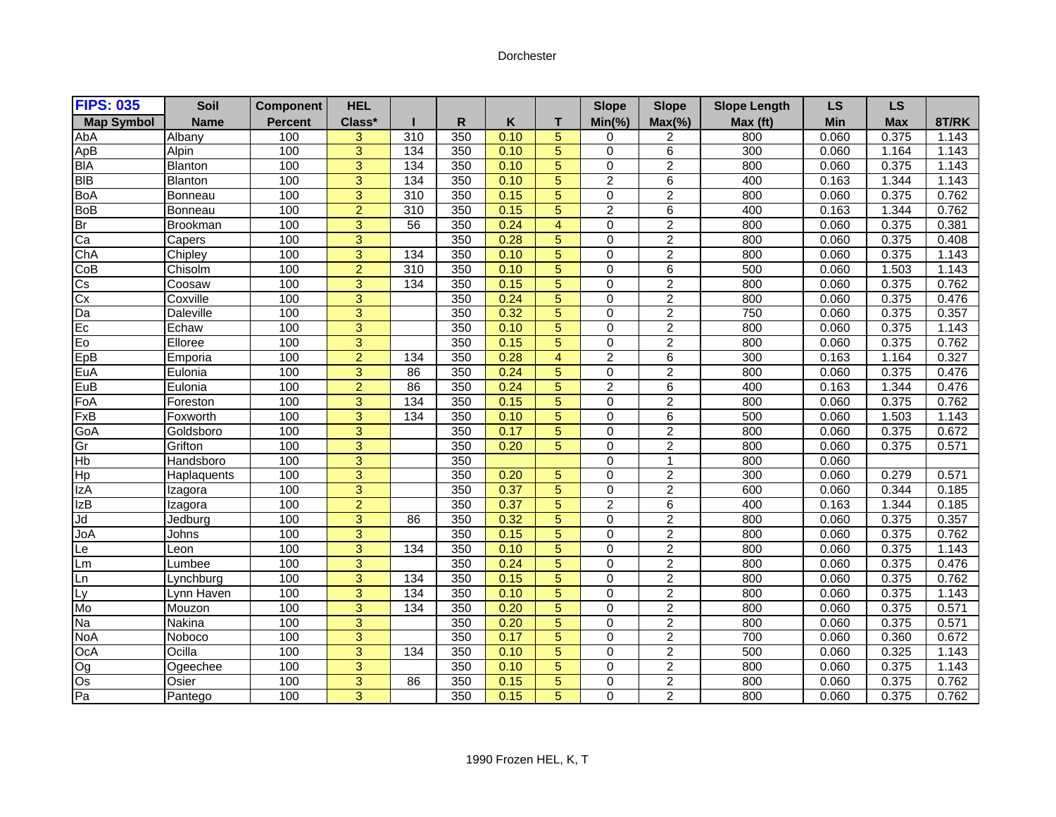Dorchester

| FIPS: 035 | Soil | Component | HEL | | | | | Slope | Slope | Slope Length | LS | LS | |
|---|---|---|---|---|---|---|---|---|---|---|---|---|---|
| Map Symbol | Name | Percent | Class* | I | R | K | T | Min(%) | Max(%) | Max (ft) | Min | Max | 8T/RK |
| AbA | Albany | 100 | 3 | 310 | 350 | 0.10 | 5 | 0 | 2 | 800 | 0.060 | 0.375 | 1.143 |
| ApB | Alpin | 100 | 3 | 134 | 350 | 0.10 | 5 | 0 | 6 | 300 | 0.060 | 1.164 | 1.143 |
| BlA | Blanton | 100 | 3 | 134 | 350 | 0.10 | 5 | 0 | 2 | 800 | 0.060 | 0.375 | 1.143 |
| BlB | Blanton | 100 | 3 | 134 | 350 | 0.10 | 5 | 2 | 6 | 400 | 0.163 | 1.344 | 1.143 |
| BoA | Bonneau | 100 | 3 | 310 | 350 | 0.15 | 5 | 0 | 2 | 800 | 0.060 | 0.375 | 0.762 |
| BoB | Bonneau | 100 | 2 | 310 | 350 | 0.15 | 5 | 2 | 6 | 400 | 0.163 | 1.344 | 0.762 |
| Br | Brookman | 100 | 3 | 56 | 350 | 0.24 | 4 | 0 | 2 | 800 | 0.060 | 0.375 | 0.381 |
| Ca | Capers | 100 | 3 | | 350 | 0.28 | 5 | 0 | 2 | 800 | 0.060 | 0.375 | 0.408 |
| ChA | Chipley | 100 | 3 | 134 | 350 | 0.10 | 5 | 0 | 2 | 800 | 0.060 | 0.375 | 1.143 |
| CoB | Chisolm | 100 | 2 | 310 | 350 | 0.10 | 5 | 0 | 6 | 500 | 0.060 | 1.503 | 1.143 |
| Cs | Coosaw | 100 | 3 | 134 | 350 | 0.15 | 5 | 0 | 2 | 800 | 0.060 | 0.375 | 0.762 |
| Cx | Coxville | 100 | 3 | | 350 | 0.24 | 5 | 0 | 2 | 800 | 0.060 | 0.375 | 0.476 |
| Da | Daleville | 100 | 3 | | 350 | 0.32 | 5 | 0 | 2 | 750 | 0.060 | 0.375 | 0.357 |
| Ec | Echaw | 100 | 3 | | 350 | 0.10 | 5 | 0 | 2 | 800 | 0.060 | 0.375 | 1.143 |
| Eo | Elloree | 100 | 3 | | 350 | 0.15 | 5 | 0 | 2 | 800 | 0.060 | 0.375 | 0.762 |
| EpB | Emporia | 100 | 2 | 134 | 350 | 0.28 | 4 | 2 | 6 | 300 | 0.163 | 1.164 | 0.327 |
| EuA | Eulonia | 100 | 3 | 86 | 350 | 0.24 | 5 | 0 | 2 | 800 | 0.060 | 0.375 | 0.476 |
| EuB | Eulonia | 100 | 2 | 86 | 350 | 0.24 | 5 | 2 | 6 | 400 | 0.163 | 1.344 | 0.476 |
| FoA | Foreston | 100 | 3 | 134 | 350 | 0.15 | 5 | 0 | 2 | 800 | 0.060 | 0.375 | 0.762 |
| FxB | Foxworth | 100 | 3 | 134 | 350 | 0.10 | 5 | 0 | 6 | 500 | 0.060 | 1.503 | 1.143 |
| GoA | Goldsboro | 100 | 3 | | 350 | 0.17 | 5 | 0 | 2 | 800 | 0.060 | 0.375 | 0.672 |
| Gr | Grifton | 100 | 3 | | 350 | 0.20 | 5 | 0 | 2 | 800 | 0.060 | 0.375 | 0.571 |
| Hb | Handsboro | 100 | 3 | | 350 | | | 0 | 1 | 800 | 0.060 | | |
| Hp | Haplaquents | 100 | 3 | | 350 | 0.20 | 5 | 0 | 2 | 300 | 0.060 | 0.279 | 0.571 |
| IzA | Izagora | 100 | 3 | | 350 | 0.37 | 5 | 0 | 2 | 600 | 0.060 | 0.344 | 0.185 |
| IzB | Izagora | 100 | 2 | | 350 | 0.37 | 5 | 2 | 6 | 400 | 0.163 | 1.344 | 0.185 |
| Jd | Jedburg | 100 | 3 | 86 | 350 | 0.32 | 5 | 0 | 2 | 800 | 0.060 | 0.375 | 0.357 |
| JoA | Johns | 100 | 3 | | 350 | 0.15 | 5 | 0 | 2 | 800 | 0.060 | 0.375 | 0.762 |
| Le | Leon | 100 | 3 | 134 | 350 | 0.10 | 5 | 0 | 2 | 800 | 0.060 | 0.375 | 1.143 |
| Lm | Lumbee | 100 | 3 | | 350 | 0.24 | 5 | 0 | 2 | 800 | 0.060 | 0.375 | 0.476 |
| Ln | Lynchburg | 100 | 3 | 134 | 350 | 0.15 | 5 | 0 | 2 | 800 | 0.060 | 0.375 | 0.762 |
| Ly | Lynn Haven | 100 | 3 | 134 | 350 | 0.10 | 5 | 0 | 2 | 800 | 0.060 | 0.375 | 1.143 |
| Mo | Mouzon | 100 | 3 | 134 | 350 | 0.20 | 5 | 0 | 2 | 800 | 0.060 | 0.375 | 0.571 |
| Na | Nakina | 100 | 3 | | 350 | 0.20 | 5 | 0 | 2 | 800 | 0.060 | 0.375 | 0.571 |
| NoA | Noboco | 100 | 3 | | 350 | 0.17 | 5 | 0 | 2 | 700 | 0.060 | 0.360 | 0.672 |
| OcA | Ocilla | 100 | 3 | 134 | 350 | 0.10 | 5 | 0 | 2 | 500 | 0.060 | 0.325 | 1.143 |
| Og | Ogeechee | 100 | 3 | | 350 | 0.10 | 5 | 0 | 2 | 800 | 0.060 | 0.375 | 1.143 |
| Os | Osier | 100 | 3 | 86 | 350 | 0.15 | 5 | 0 | 2 | 800 | 0.060 | 0.375 | 0.762 |
| Pa | Pantego | 100 | 3 | | 350 | 0.15 | 5 | 0 | 2 | 800 | 0.060 | 0.375 | 0.762 |

1990 Frozen HEL, K, T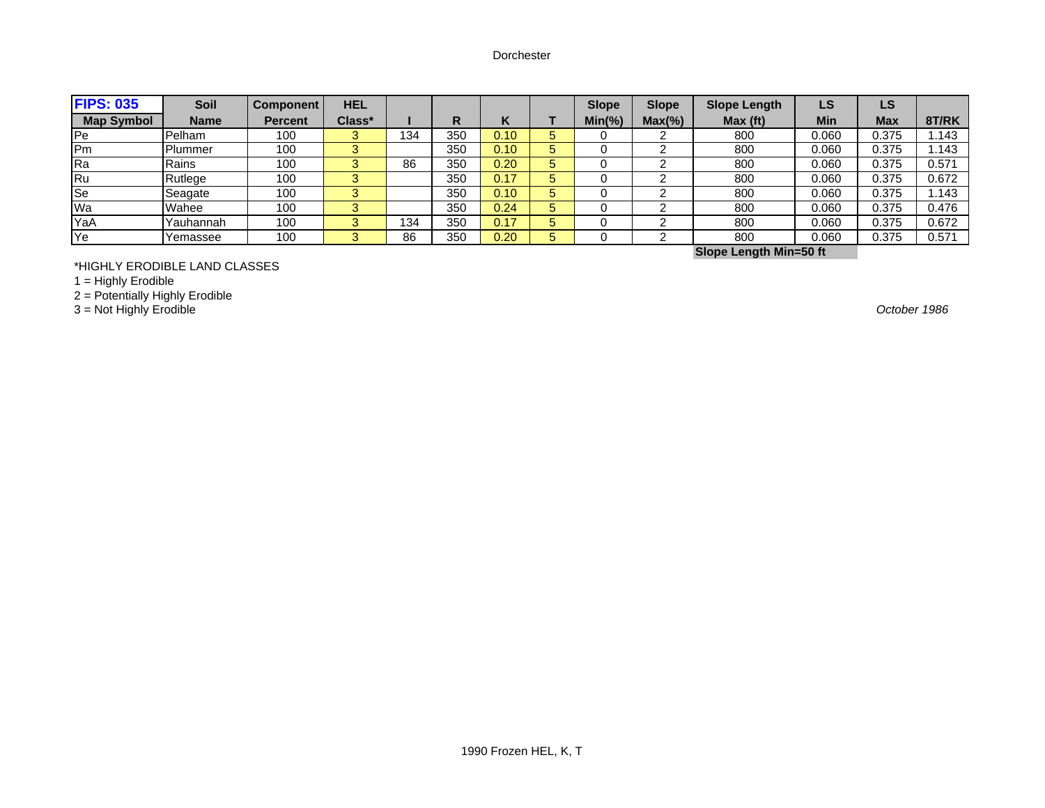Dorchester

| FIPS: 035 Map Symbol | Soil Name | Component Percent | HEL Class* | I | R | K | T | Slope Min(%) | Slope Max(%) | Slope Length Max (ft) | LS Min | LS Max | 8T/RK |
|---|---|---|---|---|---|---|---|---|---|---|---|---|---|
| Pe | Pelham | 100 | 3 | 134 | 350 | 0.10 | 5 | 0 | 2 | 800 | 0.060 | 0.375 | 1.143 |
| Pm | Plummer | 100 | 3 | | 350 | 0.10 | 5 | 0 | 2 | 800 | 0.060 | 0.375 | 1.143 |
| Ra | Rains | 100 | 3 | 86 | 350 | 0.20 | 5 | 0 | 2 | 800 | 0.060 | 0.375 | 0.571 |
| Ru | Rutlege | 100 | 3 | | 350 | 0.17 | 5 | 0 | 2 | 800 | 0.060 | 0.375 | 0.672 |
| Se | Seagate | 100 | 3 | | 350 | 0.10 | 5 | 0 | 2 | 800 | 0.060 | 0.375 | 1.143 |
| Wa | Wahee | 100 | 3 | | 350 | 0.24 | 5 | 0 | 2 | 800 | 0.060 | 0.375 | 0.476 |
| YaA | Yauhannah | 100 | 3 | 134 | 350 | 0.17 | 5 | 0 | 2 | 800 | 0.060 | 0.375 | 0.672 |
| Ye | Yemassee | 100 | 3 | 86 | 350 | 0.20 | 5 | 0 | 2 | 800 | 0.060 | 0.375 | 0.571 |

**Slope Length Min=50 ft**

*HIGHLY ERODIBLE LAND CLASSES

1 = Highly Erodible

2 = Potentially Highly Erodible

3 = Not Highly Erodible

*October 1986*

1990 Frozen HEL, K, T